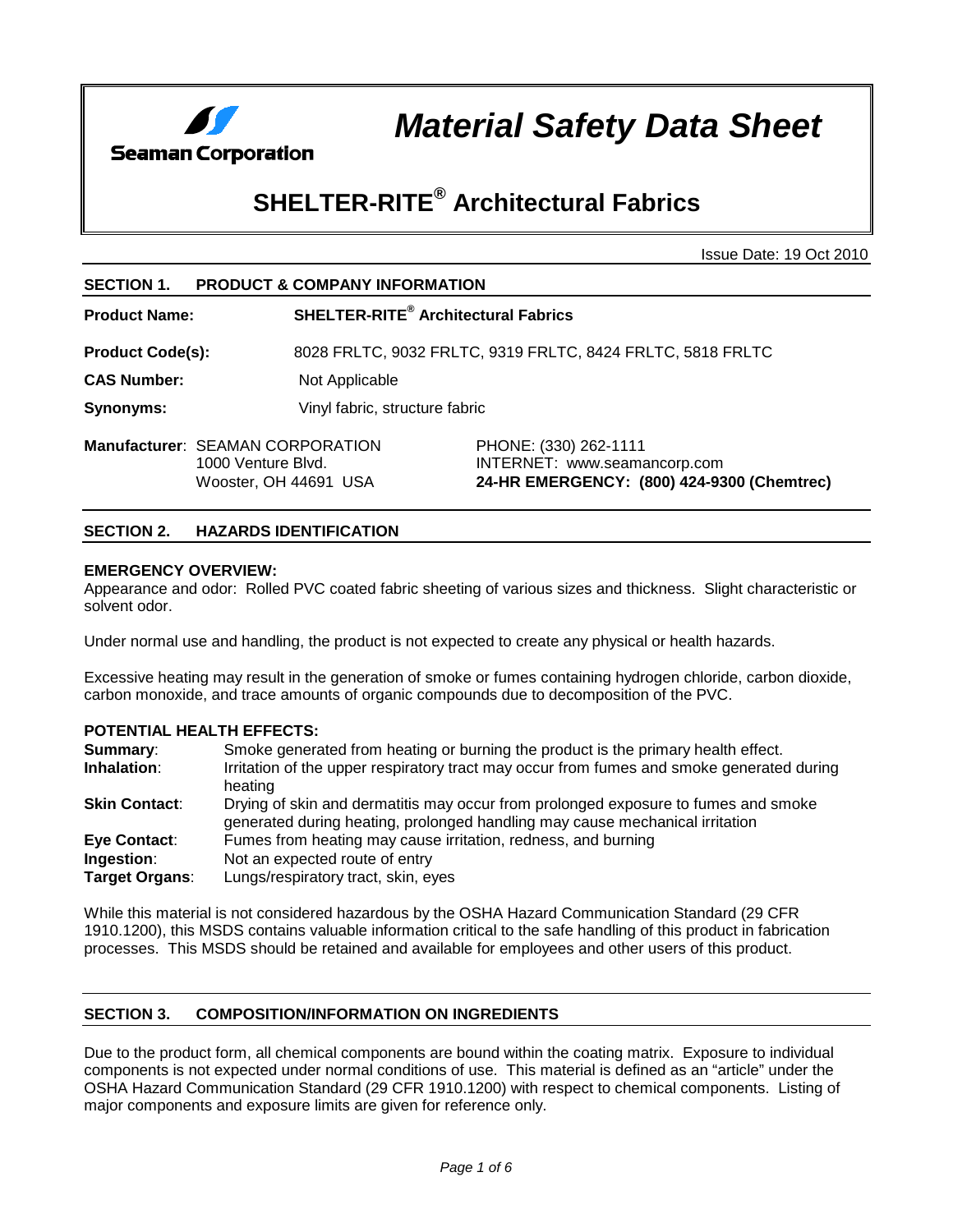Seaman Corporation

# *Material Safety Data Sheet*

# SHELTER-RITE® Architectural Fabrics

Issue Date: 19 Oct 2010

## SECTION 1. PRODUCT & COMPANY INFORMATION

**Product Name:** **SHELTER-RITE® Architectural Fabrics**

**Product Code(s):** 8028 FRLTC, 9032 FRLTC, 9319 FRLTC, 8424 FRLTC, 5818 FRLTC

**CAS Number:** Not Applicable

**Synonyms:** Vinyl fabric, structure fabric

**Manufacturer**: SEAMAN CORPORATION
1000 Venture Blvd.
Wooster, OH 44691 USA

PHONE: (330) 262-1111
INTERNET: www.seamancorp.com
**24-HR EMERGENCY: (800) 424-9300 (Chemtrec)**

## SECTION 2. HAZARDS IDENTIFICATION

**EMERGENCY OVERVIEW:**
Appearance and odor: Rolled PVC coated fabric sheeting of various sizes and thickness. Slight characteristic or solvent odor.

Under normal use and handling, the product is not expected to create any physical or health hazards.

Excessive heating may result in the generation of smoke or fumes containing hydrogen chloride, carbon dioxide, carbon monoxide, and trace amounts of organic compounds due to decomposition of the PVC.

**POTENTIAL HEALTH EFFECTS:**

**Summary**: Smoke generated from heating or burning the product is the primary health effect.

**Inhalation**: Irritation of the upper respiratory tract may occur from fumes and smoke generated during heating

**Skin Contact**: Drying of skin and dermatitis may occur from prolonged exposure to fumes and smoke generated during heating, prolonged handling may cause mechanical irritation

**Eye Contact**: Fumes from heating may cause irritation, redness, and burning

**Ingestion**: Not an expected route of entry

**Target Organs**: Lungs/respiratory tract, skin, eyes

While this material is not considered hazardous by the OSHA Hazard Communication Standard (29 CFR 1910.1200), this MSDS contains valuable information critical to the safe handling of this product in fabrication processes. This MSDS should be retained and available for employees and other users of this product.

## SECTION 3. COMPOSITION/INFORMATION ON INGREDIENTS

Due to the product form, all chemical components are bound within the coating matrix. Exposure to individual components is not expected under normal conditions of use. This material is defined as an "article" under the OSHA Hazard Communication Standard (29 CFR 1910.1200) with respect to chemical components. Listing of major components and exposure limits are given for reference only.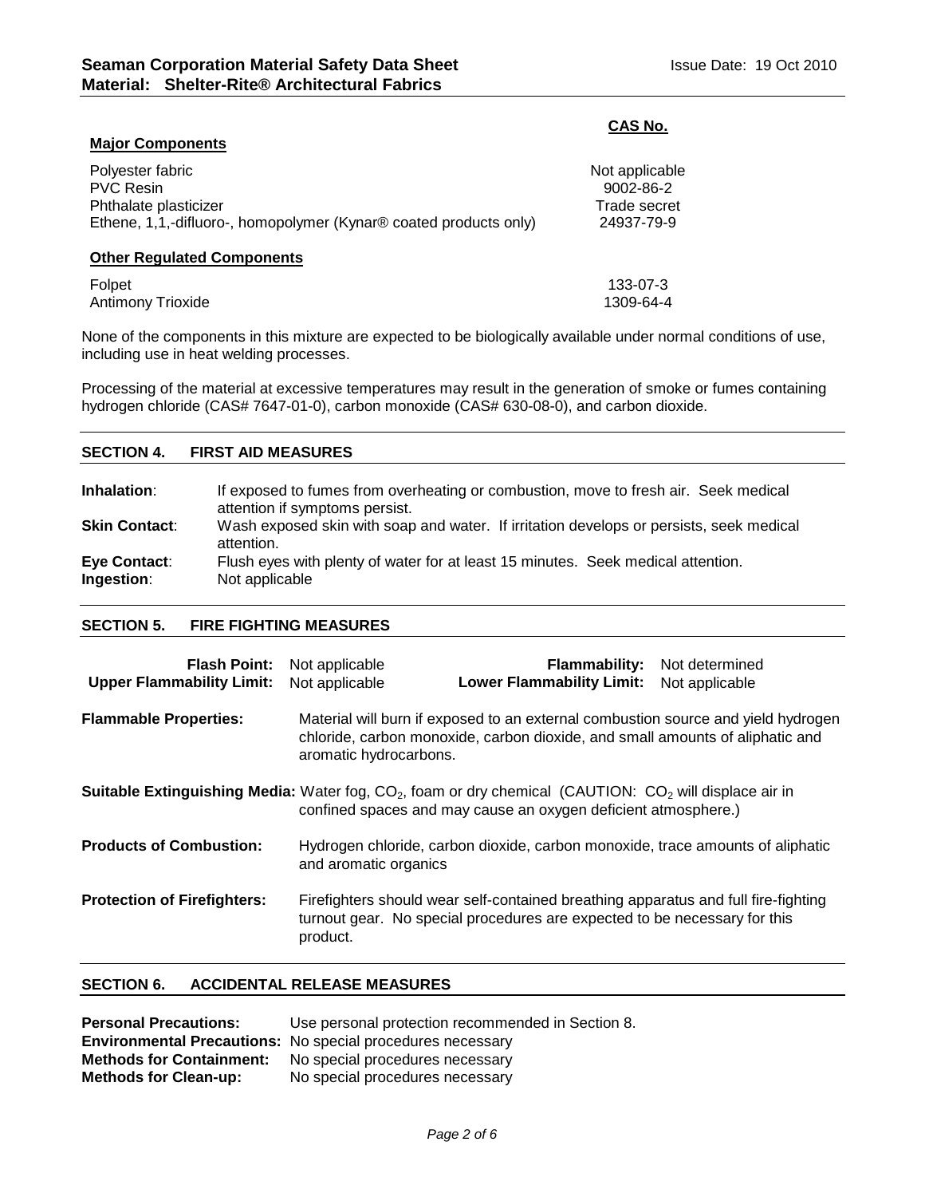| Major Components | CAS No. |
|---|---|
| Polyester fabric | Not applicable |
| PVC Resin | 9002-86-2 |
| Phthalate plasticizer | Trade secret |
| Ethene, 1,1,-difluoro-, homopolymer (Kynar® coated products only) | 24937-79-9 |
| **Other Regulated Components** | |
| Folpet | 133-07-3 |
| Antimony Trioxide | 1309-64-4 |

None of the components in this mixture are expected to be biologically available under normal conditions of use, including use in heat welding processes.

Processing of the material at excessive temperatures may result in the generation of smoke or fumes containing hydrogen chloride (CAS# 7647-01-0), carbon monoxide (CAS# 630-08-0), and carbon dioxide.

## SECTION 4. FIRST AID MEASURES

**Inhalation**: If exposed to fumes from overheating or combustion, move to fresh air. Seek medical attention if symptoms persist.

**Skin Contact**: Wash exposed skin with soap and water. If irritation develops or persists, seek medical attention.

**Eye Contact**: Flush eyes with plenty of water for at least 15 minutes. Seek medical attention.

**Ingestion**: Not applicable

## SECTION 5. FIRE FIGHTING MEASURES

| | | | |
|---|---|---|---|
| **Flash Point:** | Not applicable | **Flammability:** | Not determined |
| **Upper Flammability Limit:** | Not applicable | **Lower Flammability Limit:** | Not applicable |

**Flammable Properties:** Material will burn if exposed to an external combustion source and yield hydrogen chloride, carbon monoxide, carbon dioxide, and small amounts of aliphatic and aromatic hydrocarbons.

**Suitable Extinguishing Media:** Water fog, $CO_2$, foam or dry chemical (CAUTION: $CO_2$ will displace air in confined spaces and may cause an oxygen deficient atmosphere.)

**Products of Combustion:** Hydrogen chloride, carbon dioxide, carbon monoxide, trace amounts of aliphatic and aromatic organics

**Protection of Firefighters:** Firefighters should wear self-contained breathing apparatus and full fire-fighting turnout gear. No special procedures are expected to be necessary for this product.

## SECTION 6. ACCIDENTAL RELEASE MEASURES

**Personal Precautions:** Use personal protection recommended in Section 8.

**Environmental Precautions:** No special procedures necessary

**Methods for Containment:** No special procedures necessary

**Methods for Clean-up:** No special procedures necessary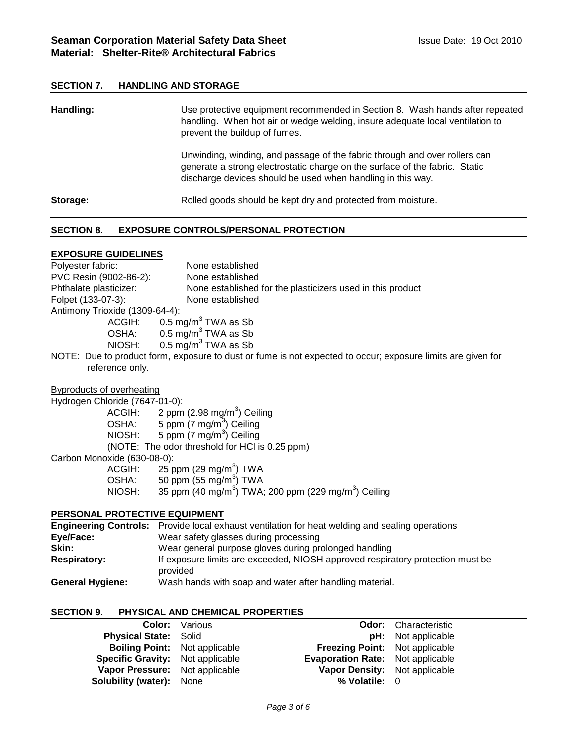## SECTION 7. HANDLING AND STORAGE

**Handling:** Use protective equipment recommended in Section 8. Wash hands after repeated handling. When hot air or wedge welding, insure adequate local ventilation to prevent the buildup of fumes.

Unwinding, winding, and passage of the fabric through and over rollers can generate a strong electrostatic charge on the surface of the fabric. Static discharge devices should be used when handling in this way.

**Storage:** Rolled goods should be kept dry and protected from moisture.

## SECTION 8. EXPOSURE CONTROLS/PERSONAL PROTECTION

### EXPOSURE GUIDELINES

Polyester fabric: None established
PVC Resin (9002-86-2): None established
Phthalate plasticizer: None established for the plasticizers used in this product
Folpet (133-07-3): None established
Antimony Trioxide (1309-64-4):
- ACGIH: 0.5 mg/m$^3$ TWA as Sb
- OSHA: 0.5 mg/m$^3$ TWA as Sb
- NIOSH: 0.5 mg/m$^3$ TWA as Sb

NOTE: Due to product form, exposure to dust or fume is not expected to occur; exposure limits are given for reference only.

Byproducts of overheating

Hydrogen Chloride (7647-01-0):
- ACGIH: 2 ppm (2.98 mg/m$^3$) Ceiling
- OSHA: 5 ppm (7 mg/m$^3$) Ceiling
- NIOSH: 5 ppm (7 mg/m$^3$) Ceiling
- (NOTE: The odor threshold for HCl is 0.25 ppm)

Carbon Monoxide (630-08-0):
- ACGIH: 25 ppm (29 mg/m$^3$) TWA
- OSHA: 50 ppm (55 mg/m$^3$) TWA
- NIOSH: 35 ppm (40 mg/m$^3$) TWA; 200 ppm (229 mg/m$^3$) Ceiling

### PERSONAL PROTECTIVE EQUIPMENT

**Engineering Controls:** Provide local exhaust ventilation for heat welding and sealing operations
**Eye/Face:** Wear safety glasses during processing
**Skin:** Wear general purpose gloves during prolonged handling
**Respiratory:** If exposure limits are exceeded, NIOSH approved respiratory protection must be provided
**General Hygiene:** Wash hands with soap and water after handling material.

## SECTION 9. PHYSICAL AND CHEMICAL PROPERTIES

| | | | |
|---|---|---|---|
| **Color:** | Various | **Odor:** | Characteristic |
| **Physical State:** | Solid | **pH:** | Not applicable |
| **Boiling Point:** | Not applicable | **Freezing Point:** | Not applicable |
| **Specific Gravity:** | Not applicable | **Evaporation Rate:** | Not applicable |
| **Vapor Pressure:** | Not applicable | **Vapor Density:** | Not applicable |
| **Solubility (water):** | None | **% Volatile:** | 0 |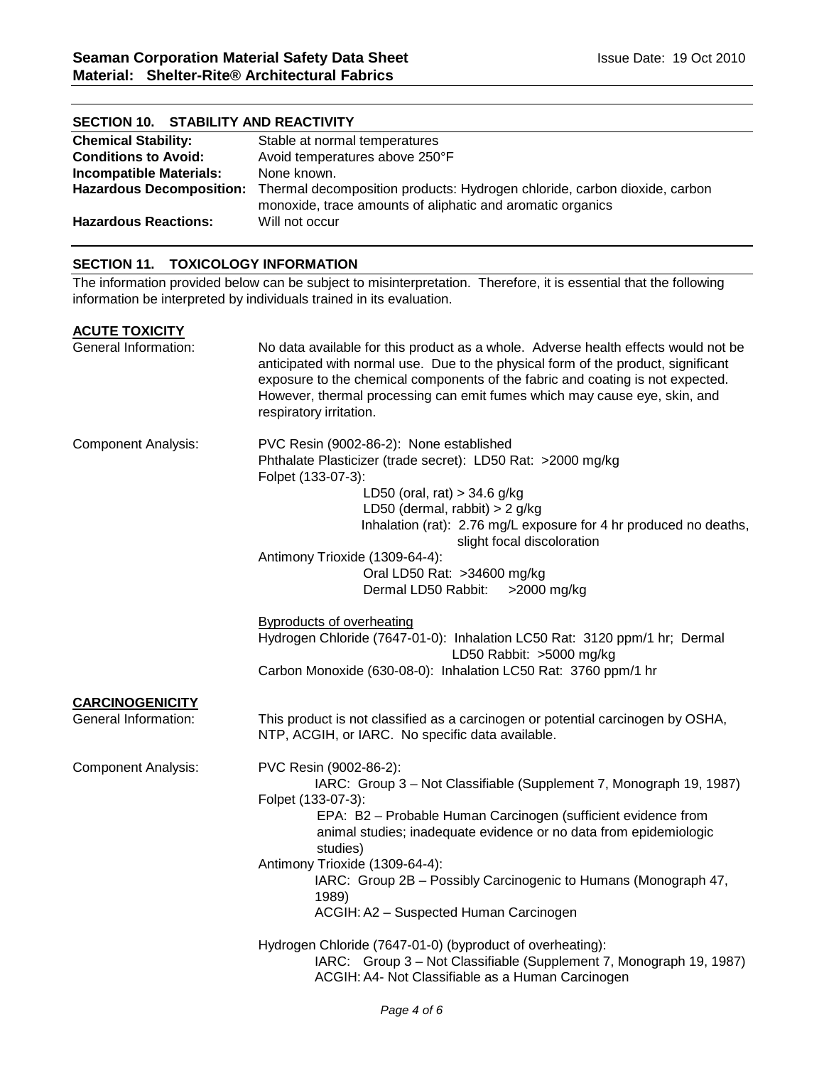## SECTION 10. STABILITY AND REACTIVITY

| | |
|---|---|
| **Chemical Stability:** | Stable at normal temperatures |
| **Conditions to Avoid:** | Avoid temperatures above 250°F |
| **Incompatible Materials:** | None known. |
| **Hazardous Decomposition:** | Thermal decomposition products: Hydrogen chloride, carbon dioxide, carbon monoxide, trace amounts of aliphatic and aromatic organics |
| **Hazardous Reactions:** | Will not occur |

## SECTION 11. TOXICOLOGY INFORMATION

The information provided below can be subject to misinterpretation. Therefore, it is essential that the following information be interpreted by individuals trained in its evaluation.

### ACUTE TOXICITY

General Information:

No data available for this product as a whole. Adverse health effects would not be anticipated with normal use. Due to the physical form of the product, significant exposure to the chemical components of the fabric and coating is not expected. However, thermal processing can emit fumes which may cause eye, skin, and respiratory irritation.

Component Analysis:

PVC Resin (9002-86-2): None established
Phthalate Plasticizer (trade secret): LD50 Rat: >2000 mg/kg
Folpet (133-07-3):
- LD50 (oral, rat) > 34.6 g/kg
- LD50 (dermal, rabbit) > 2 g/kg
- Inhalation (rat): 2.76 mg/L exposure for 4 hr produced no deaths, slight focal discoloration

Antimony Trioxide (1309-64-4):
- Oral LD50 Rat: >34600 mg/kg
- Dermal LD50 Rabbit: >2000 mg/kg

Byproducts of overheating
Hydrogen Chloride (7647-01-0): Inhalation LC50 Rat: 3120 ppm/1 hr; Dermal LD50 Rabbit: >5000 mg/kg
Carbon Monoxide (630-08-0): Inhalation LC50 Rat: 3760 ppm/1 hr

### CARCINOGENICITY

General Information:

This product is not classified as a carcinogen or potential carcinogen by OSHA, NTP, ACGIH, or IARC. No specific data available.

Component Analysis:

PVC Resin (9002-86-2):
- IARC: Group 3 – Not Classifiable (Supplement 7, Monograph 19, 1987)

Folpet (133-07-3):
- EPA: B2 – Probable Human Carcinogen (sufficient evidence from animal studies; inadequate evidence or no data from epidemiologic studies)

Antimony Trioxide (1309-64-4):
- IARC: Group 2B – Possibly Carcinogenic to Humans (Monograph 47, 1989)
- ACGIH: A2 – Suspected Human Carcinogen

Hydrogen Chloride (7647-01-0) (byproduct of overheating):
- IARC: Group 3 – Not Classifiable (Supplement 7, Monograph 19, 1987)
- ACGIH: A4- Not Classifiable as a Human Carcinogen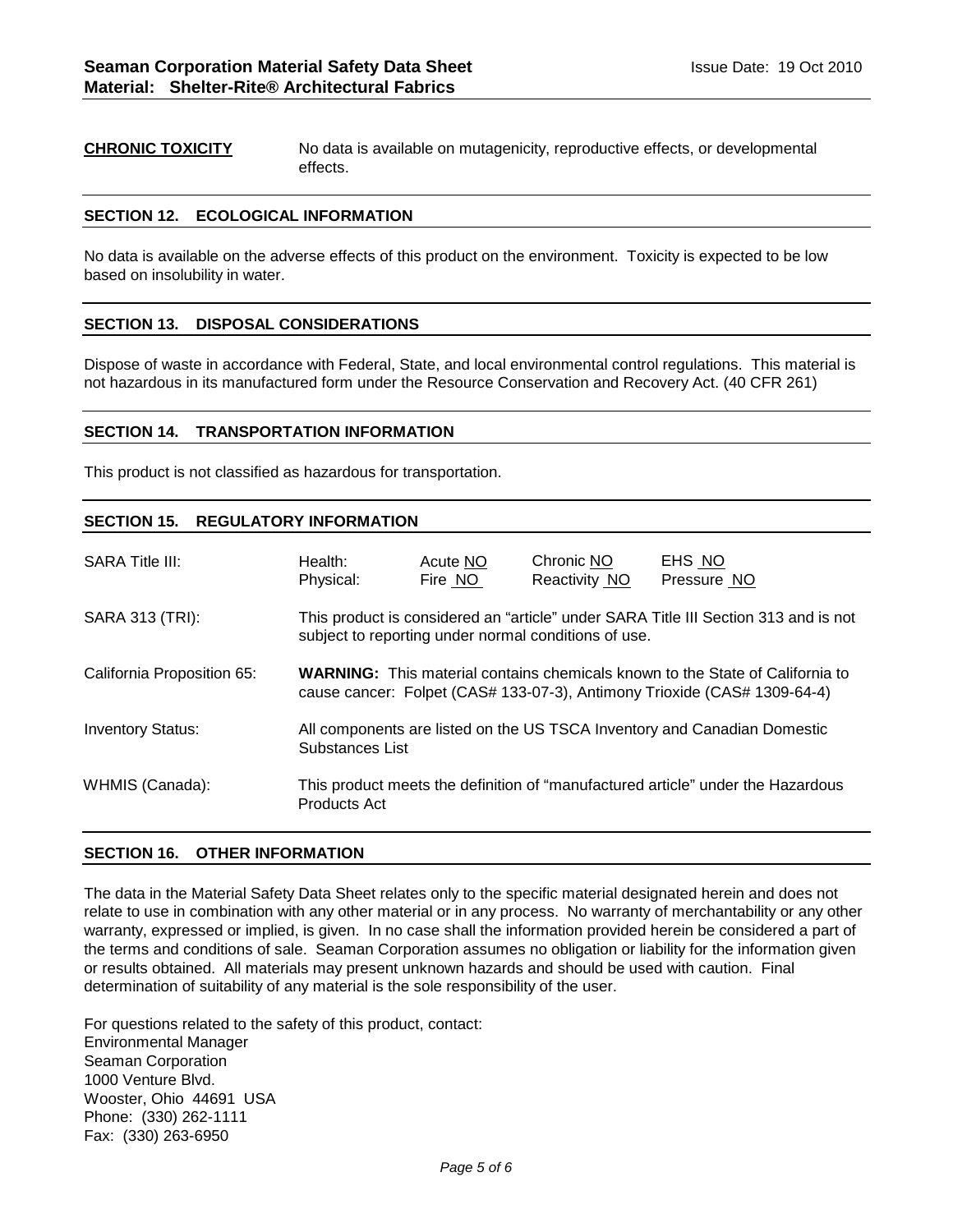**CHRONIC TOXICITY** No data is available on mutagenicity, reproductive effects, or developmental effects.

## SECTION 12. ECOLOGICAL INFORMATION

No data is available on the adverse effects of this product on the environment. Toxicity is expected to be low based on insolubility in water.

## SECTION 13. DISPOSAL CONSIDERATIONS

Dispose of waste in accordance with Federal, State, and local environmental control regulations. This material is not hazardous in its manufactured form under the Resource Conservation and Recovery Act. (40 CFR 261)

## SECTION 14. TRANSPORTATION INFORMATION

This product is not classified as hazardous for transportation.

## SECTION 15. REGULATORY INFORMATION

| | | | | |
|---|---|---|---|---|
| SARA Title III: | Health:<br>Physical: | Acute NO<br>Fire NO | Chronic NO<br>Reactivity NO | EHS NO<br>Pressure NO |

**SARA 313 (TRI):** This product is considered an "article" under SARA Title III Section 313 and is not subject to reporting under normal conditions of use.

**California Proposition 65:** **WARNING:** This material contains chemicals known to the State of California to cause cancer: Folpet (CAS# 133-07-3), Antimony Trioxide (CAS# 1309-64-4)

**Inventory Status:** All components are listed on the US TSCA Inventory and Canadian Domestic Substances List

**WHMIS (Canada):** This product meets the definition of "manufactured article" under the Hazardous Products Act

## SECTION 16. OTHER INFORMATION

The data in the Material Safety Data Sheet relates only to the specific material designated herein and does not relate to use in combination with any other material or in any process. No warranty of merchantability or any other warranty, expressed or implied, is given. In no case shall the information provided herein be considered a part of the terms and conditions of sale. Seaman Corporation assumes no obligation or liability for the information given or results obtained. All materials may present unknown hazards and should be used with caution. Final determination of suitability of any material is the sole responsibility of the user.

For questions related to the safety of this product, contact:
Environmental Manager
Seaman Corporation
1000 Venture Blvd.
Wooster, Ohio 44691 USA
Phone: (330) 262-1111
Fax: (330) 263-6950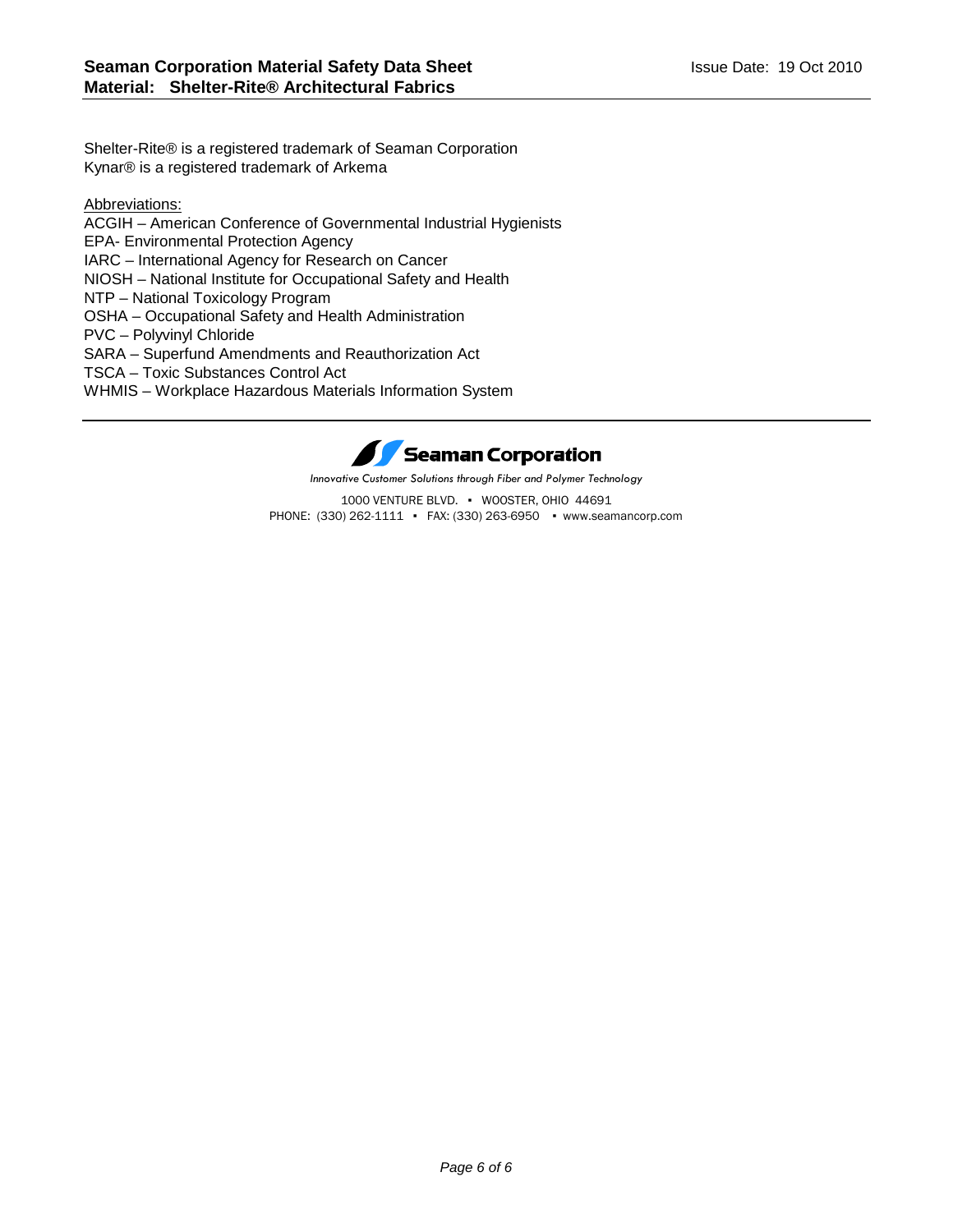Shelter-Rite® is a registered trademark of Seaman Corporation
Kynar® is a registered trademark of Arkema

Abbreviations:

ACGIH – American Conference of Governmental Industrial Hygienists
EPA- Environmental Protection Agency
IARC – International Agency for Research on Cancer
NIOSH – National Institute for Occupational Safety and Health
NTP – National Toxicology Program
OSHA – Occupational Safety and Health Administration
PVC – Polyvinyl Chloride
SARA – Superfund Amendments and Reauthorization Act
TSCA – Toxic Substances Control Act
WHMIS – Workplace Hazardous Materials Information System

---

**Seaman Corporation**

*Innovative Customer Solutions through Fiber and Polymer Technology*

1000 VENTURE BLVD. ▪ WOOSTER, OHIO 44691
PHONE: (330) 262-1111 ▪ FAX: (330) 263-6950 ▪ www.seamancorp.com